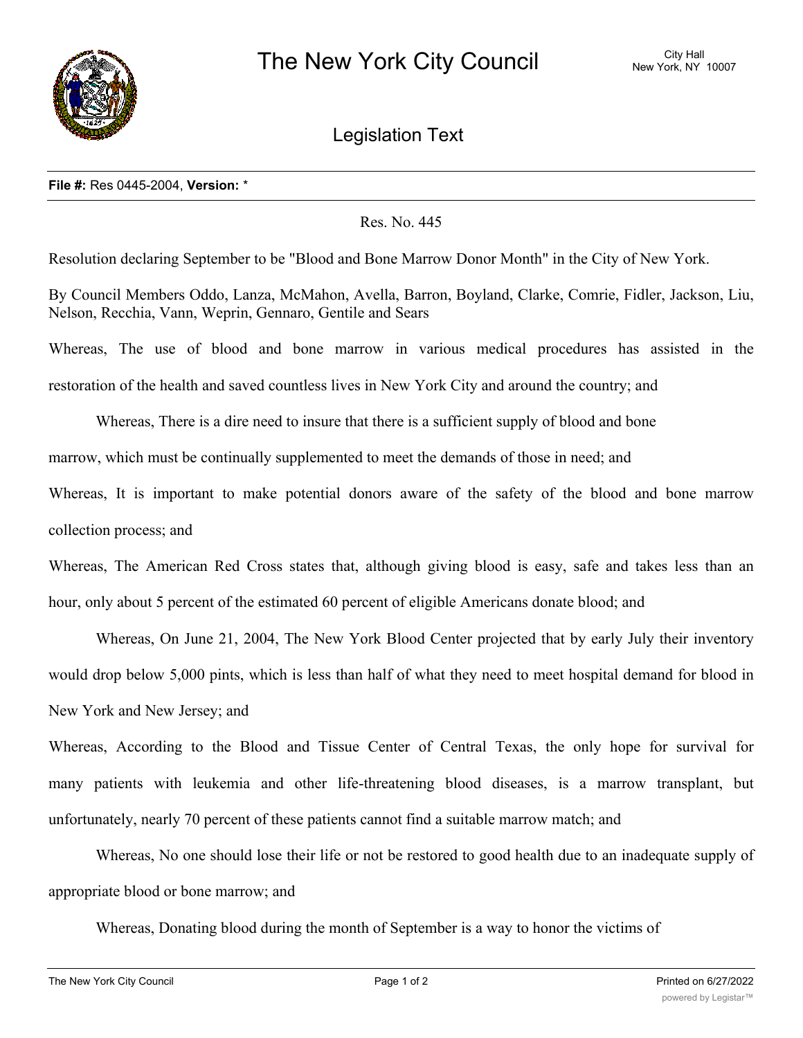# The New York City Council

City Hall
New York, NY 10007

## Legislation Text

**File #:** Res 0445-2004, **Version:** *

Res. No. 445

Resolution declaring September to be "Blood and Bone Marrow Donor Month" in the City of New York.

By Council Members Oddo, Lanza, McMahon, Avella, Barron, Boyland, Clarke, Comrie, Fidler, Jackson, Liu, Nelson, Recchia, Vann, Weprin, Gennaro, Gentile and Sears

Whereas, The use of blood and bone marrow in various medical procedures has assisted in the restoration of the health and saved countless lives in New York City and around the country; and

Whereas, There is a dire need to insure that there is a sufficient supply of blood and bone marrow, which must be continually supplemented to meet the demands of those in need; and

Whereas, It is important to make potential donors aware of the safety of the blood and bone marrow collection process; and

Whereas, The American Red Cross states that, although giving blood is easy, safe and takes less than an hour, only about 5 percent of the estimated 60 percent of eligible Americans donate blood; and

Whereas, On June 21, 2004, The New York Blood Center projected that by early July their inventory would drop below 5,000 pints, which is less than half of what they need to meet hospital demand for blood in New York and New Jersey; and

Whereas, According to the Blood and Tissue Center of Central Texas, the only hope for survival for many patients with leukemia and other life-threatening blood diseases, is a marrow transplant, but unfortunately, nearly 70 percent of these patients cannot find a suitable marrow match; and

Whereas, No one should lose their life or not be restored to good health due to an inadequate supply of appropriate blood or bone marrow; and

Whereas, Donating blood during the month of September is a way to honor the victims of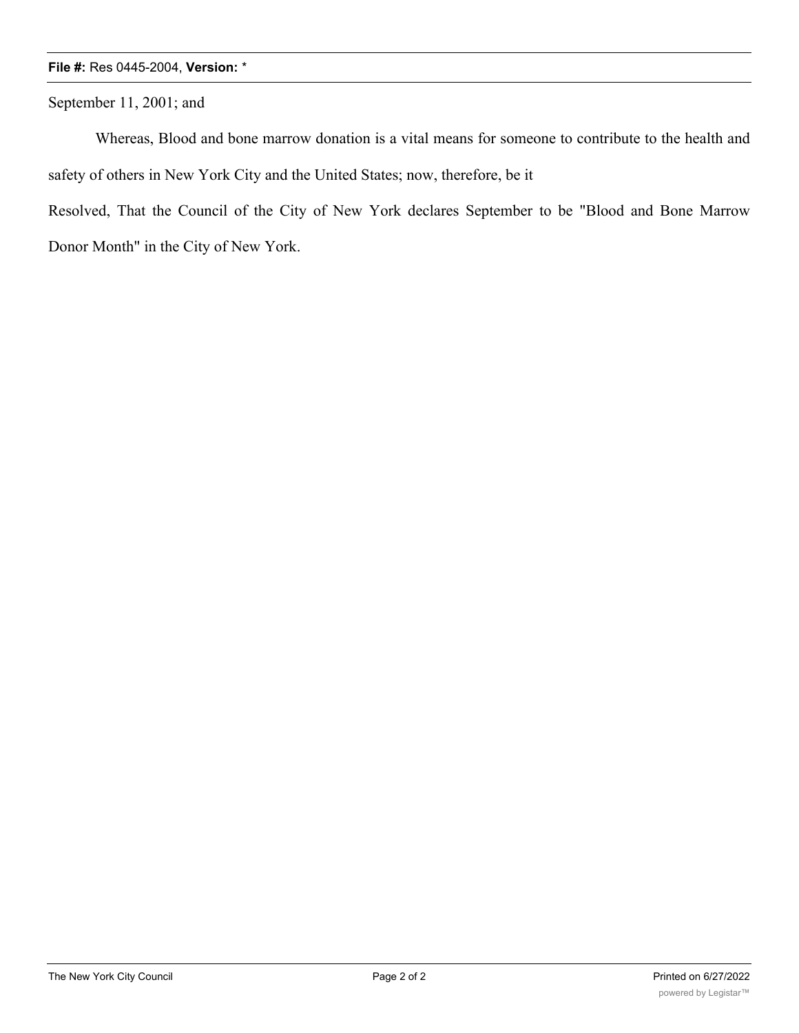September 11, 2001; and

Whereas, Blood and bone marrow donation is a vital means for someone to contribute to the health and safety of others in New York City and the United States; now, therefore, be it

Resolved, That the Council of the City of New York declares September to be "Blood and Bone Marrow Donor Month" in the City of New York.